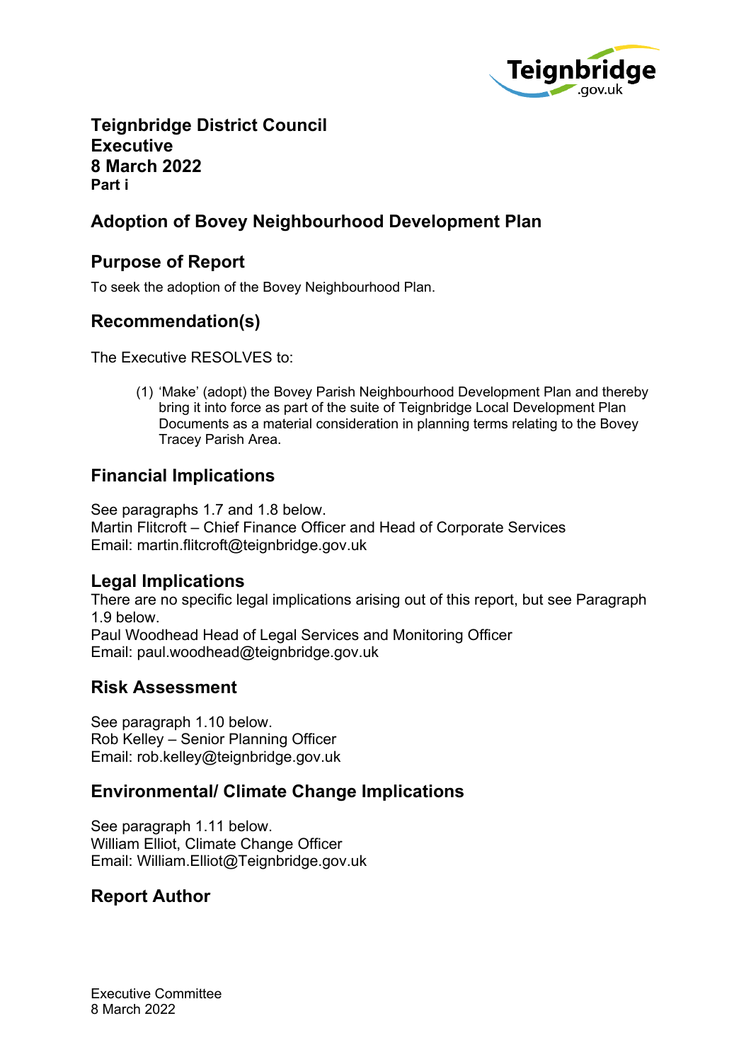**Teignbridge District Council**
**Executive**
**8 March 2022**
**Part i**

# Adoption of Bovey Neighbourhood Development Plan

## Purpose of Report

To seek the adoption of the Bovey Neighbourhood Plan.

## Recommendation(s)

The Executive RESOLVES to:

(1) 'Make' (adopt) the Bovey Parish Neighbourhood Development Plan and thereby bring it into force as part of the suite of Teignbridge Local Development Plan Documents as a material consideration in planning terms relating to the Bovey Tracey Parish Area.

## Financial Implications

See paragraphs 1.7 and 1.8 below.
Martin Flitcroft – Chief Finance Officer and Head of Corporate Services
Email: martin.flitcroft@teignbridge.gov.uk

## Legal Implications

There are no specific legal implications arising out of this report, but see Paragraph 1.9 below.
Paul Woodhead Head of Legal Services and Monitoring Officer
Email: paul.woodhead@teignbridge.gov.uk

## Risk Assessment

See paragraph 1.10 below.
Rob Kelley – Senior Planning Officer
Email: rob.kelley@teignbridge.gov.uk

## Environmental/ Climate Change Implications

See paragraph 1.11 below.
William Elliot, Climate Change Officer
Email: William.Elliot@Teignbridge.gov.uk

## Report Author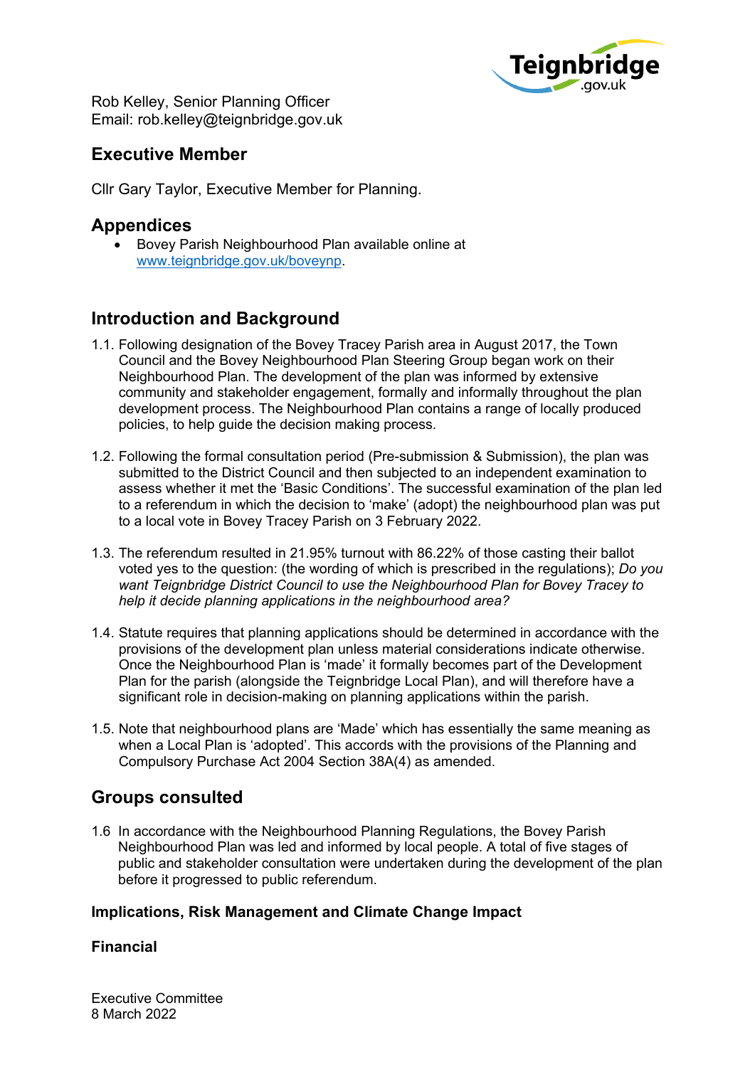Rob Kelley, Senior Planning Officer
Email: rob.kelley@teignbridge.gov.uk

## Executive Member

Cllr Gary Taylor, Executive Member for Planning.

## Appendices

- Bovey Parish Neighbourhood Plan available online at [www.teignbridge.gov.uk/boveynp](http://www.teignbridge.gov.uk/boveynp).

## Introduction and Background

1.1. Following designation of the Bovey Tracey Parish area in August 2017, the Town Council and the Bovey Neighbourhood Plan Steering Group began work on their Neighbourhood Plan. The development of the plan was informed by extensive community and stakeholder engagement, formally and informally throughout the plan development process. The Neighbourhood Plan contains a range of locally produced policies, to help guide the decision making process.

1.2. Following the formal consultation period (Pre-submission & Submission), the plan was submitted to the District Council and then subjected to an independent examination to assess whether it met the 'Basic Conditions'. The successful examination of the plan led to a referendum in which the decision to 'make' (adopt) the neighbourhood plan was put to a local vote in Bovey Tracey Parish on 3 February 2022.

1.3. The referendum resulted in 21.95% turnout with 86.22% of those casting their ballot voted yes to the question: (the wording of which is prescribed in the regulations); *Do you want Teignbridge District Council to use the Neighbourhood Plan for Bovey Tracey to help it decide planning applications in the neighbourhood area?*

1.4. Statute requires that planning applications should be determined in accordance with the provisions of the development plan unless material considerations indicate otherwise. Once the Neighbourhood Plan is 'made' it formally becomes part of the Development Plan for the parish (alongside the Teignbridge Local Plan), and will therefore have a significant role in decision-making on planning applications within the parish.

1.5. Note that neighbourhood plans are 'Made' which has essentially the same meaning as when a Local Plan is 'adopted'. This accords with the provisions of the Planning and Compulsory Purchase Act 2004 Section 38A(4) as amended.

## Groups consulted

1.6 In accordance with the Neighbourhood Planning Regulations, the Bovey Parish Neighbourhood Plan was led and informed by local people. A total of five stages of public and stakeholder consultation were undertaken during the development of the plan before it progressed to public referendum.

### Implications, Risk Management and Climate Change Impact

### Financial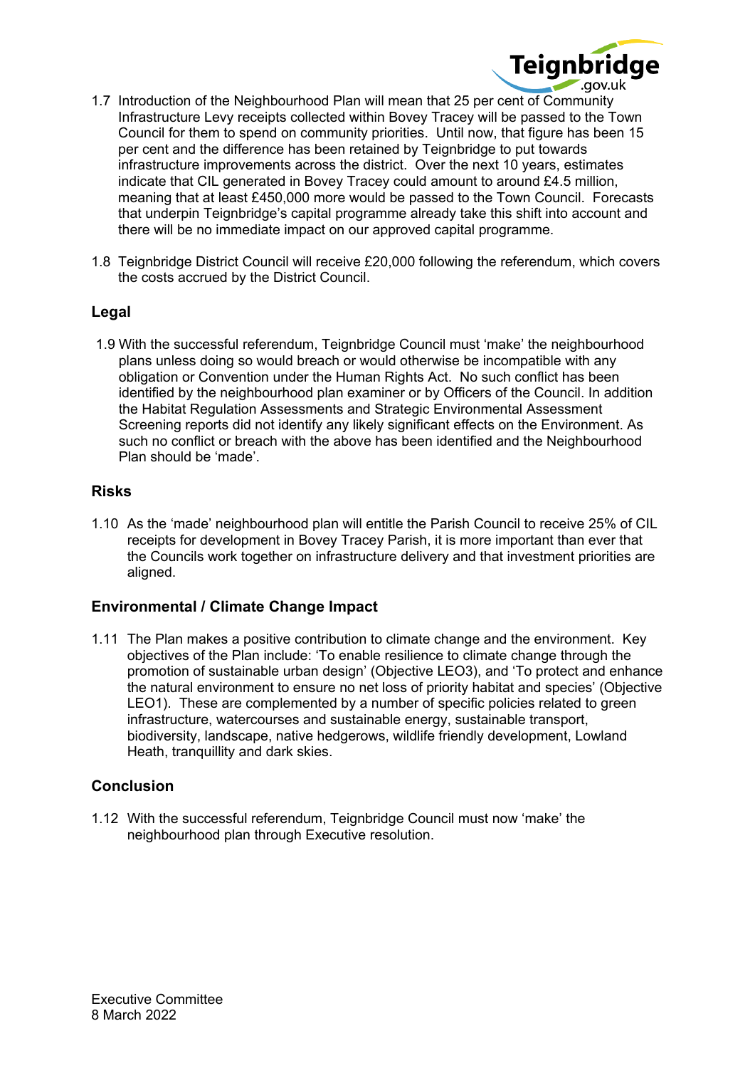1.7 Introduction of the Neighbourhood Plan will mean that 25 per cent of Community Infrastructure Levy receipts collected within Bovey Tracey will be passed to the Town Council for them to spend on community priorities. Until now, that figure has been 15 per cent and the difference has been retained by Teignbridge to put towards infrastructure improvements across the district. Over the next 10 years, estimates indicate that CIL generated in Bovey Tracey could amount to around £4.5 million, meaning that at least £450,000 more would be passed to the Town Council. Forecasts that underpin Teignbridge's capital programme already take this shift into account and there will be no immediate impact on our approved capital programme.

1.8 Teignbridge District Council will receive £20,000 following the referendum, which covers the costs accrued by the District Council.

## Legal

1.9 With the successful referendum, Teignbridge Council must 'make' the neighbourhood plans unless doing so would breach or would otherwise be incompatible with any obligation or Convention under the Human Rights Act. No such conflict has been identified by the neighbourhood plan examiner or by Officers of the Council. In addition the Habitat Regulation Assessments and Strategic Environmental Assessment Screening reports did not identify any likely significant effects on the Environment. As such no conflict or breach with the above has been identified and the Neighbourhood Plan should be 'made'.

## Risks

1.10 As the 'made' neighbourhood plan will entitle the Parish Council to receive 25% of CIL receipts for development in Bovey Tracey Parish, it is more important than ever that the Councils work together on infrastructure delivery and that investment priorities are aligned.

## Environmental / Climate Change Impact

1.11 The Plan makes a positive contribution to climate change and the environment. Key objectives of the Plan include: 'To enable resilience to climate change through the promotion of sustainable urban design' (Objective LEO3), and 'To protect and enhance the natural environment to ensure no net loss of priority habitat and species' (Objective LEO1). These are complemented by a number of specific policies related to green infrastructure, watercourses and sustainable energy, sustainable transport, biodiversity, landscape, native hedgerows, wildlife friendly development, Lowland Heath, tranquillity and dark skies.

## Conclusion

1.12 With the successful referendum, Teignbridge Council must now 'make' the neighbourhood plan through Executive resolution.